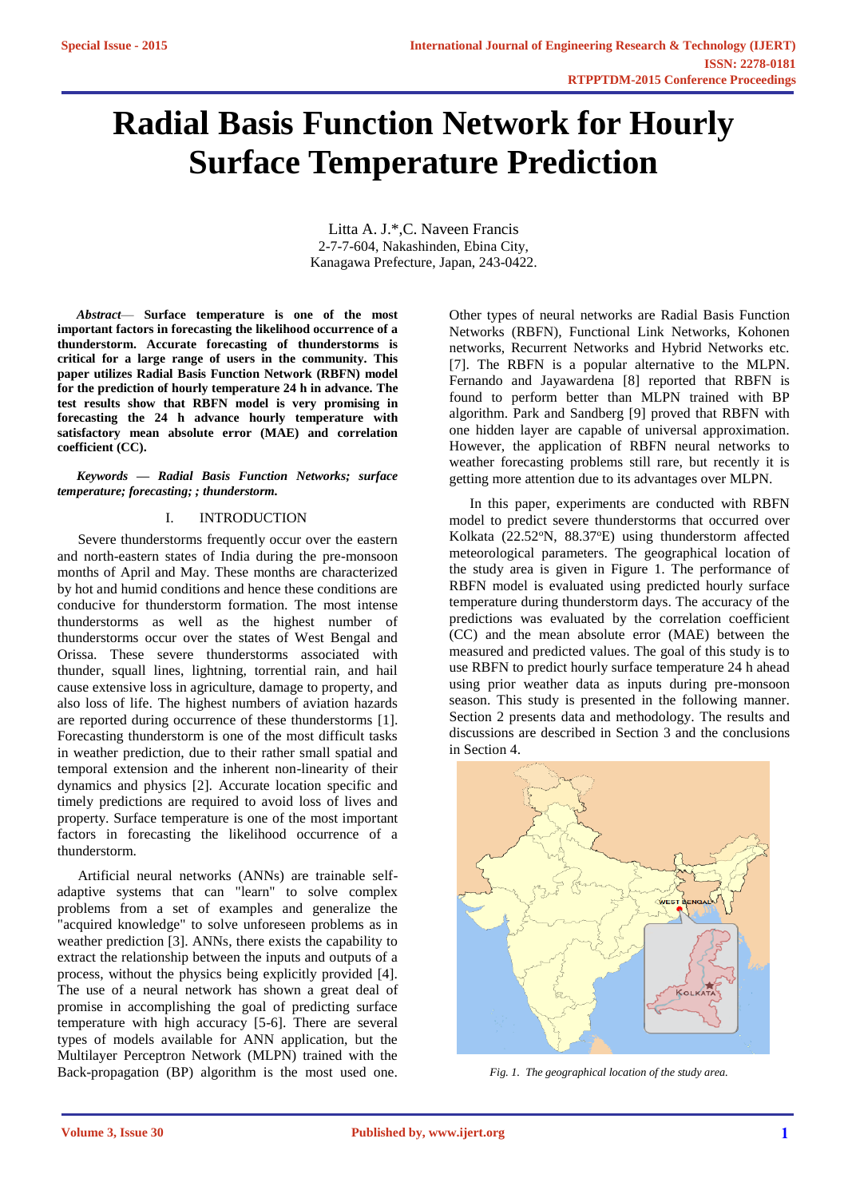# Radial Basis Function Network for Hourly Surface Temperature Prediction

Litta A. J.*,C. Naveen Francis
2-7-7-604, Nakashinden, Ebina City,
Kanagawa Prefecture, Japan, 243-0422.

***Abstract*— Surface temperature is one of the most important factors in forecasting the likelihood occurrence of a thunderstorm. Accurate forecasting of thunderstorms is critical for a large range of users in the community. This paper utilizes Radial Basis Function Network (RBFN) model for the prediction of hourly temperature 24 h in advance. The test results show that RBFN model is very promising in forecasting the 24 h advance hourly temperature with satisfactory mean absolute error (MAE) and correlation coefficient (CC).**

***Keywords — Radial Basis Function Networks; surface temperature; forecasting; ; thunderstorm.***

## I. INTRODUCTION

Severe thunderstorms frequently occur over the eastern and north-eastern states of India during the pre-monsoon months of April and May. These months are characterized by hot and humid conditions and hence these conditions are conducive for thunderstorm formation. The most intense thunderstorms as well as the highest number of thunderstorms occur over the states of West Bengal and Orissa. These severe thunderstorms associated with thunder, squall lines, lightning, torrential rain, and hail cause extensive loss in agriculture, damage to property, and also loss of life. The highest numbers of aviation hazards are reported during occurrence of these thunderstorms [1]. Forecasting thunderstorm is one of the most difficult tasks in weather prediction, due to their rather small spatial and temporal extension and the inherent non-linearity of their dynamics and physics [2]. Accurate location specific and timely predictions are required to avoid loss of lives and property. Surface temperature is one of the most important factors in forecasting the likelihood occurrence of a thunderstorm.

Artificial neural networks (ANNs) are trainable self-adaptive systems that can "learn" to solve complex problems from a set of examples and generalize the "acquired knowledge" to solve unforeseen problems as in weather prediction [3]. ANNs, there exists the capability to extract the relationship between the inputs and outputs of a process, without the physics being explicitly provided [4]. The use of a neural network has shown a great deal of promise in accomplishing the goal of predicting surface temperature with high accuracy [5-6]. There are several types of models available for ANN application, but the Multilayer Perceptron Network (MLPN) trained with the Back-propagation (BP) algorithm is the most used one. Other types of neural networks are Radial Basis Function Networks (RBFN), Functional Link Networks, Kohonen networks, Recurrent Networks and Hybrid Networks etc. [7]. The RBFN is a popular alternative to the MLPN. Fernando and Jayawardena [8] reported that RBFN is found to perform better than MLPN trained with BP algorithm. Park and Sandberg [9] proved that RBFN with one hidden layer are capable of universal approximation. However, the application of RBFN neural networks to weather forecasting problems still rare, but recently it is getting more attention due to its advantages over MLPN.

In this paper, experiments are conducted with RBFN model to predict severe thunderstorms that occurred over Kolkata (22.52ºN, 88.37ºE) using thunderstorm affected meteorological parameters. The geographical location of the study area is given in Figure 1. The performance of RBFN model is evaluated using predicted hourly surface temperature during thunderstorm days. The accuracy of the predictions was evaluated by the correlation coefficient (CC) and the mean absolute error (MAE) between the measured and predicted values. The goal of this study is to use RBFN to predict hourly surface temperature 24 h ahead using prior weather data as inputs during pre-monsoon season. This study is presented in the following manner. Section 2 presents data and methodology. The results and discussions are described in Section 3 and the conclusions in Section 4.

*Fig. 1. The geographical location of the study area.*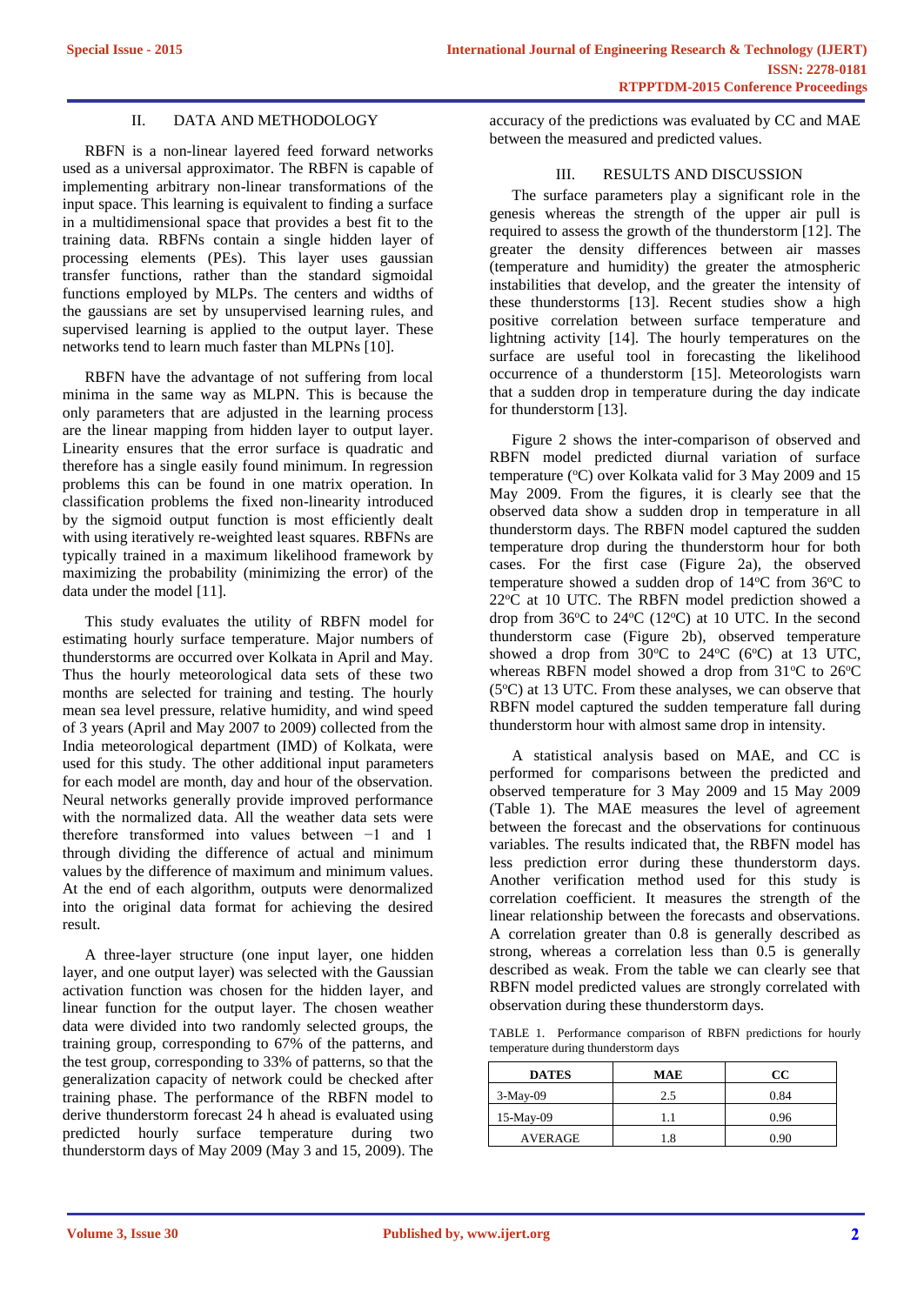## II. DATA AND METHODOLOGY

RBFN is a non-linear layered feed forward networks used as a universal approximator. The RBFN is capable of implementing arbitrary non-linear transformations of the input space. This learning is equivalent to finding a surface in a multidimensional space that provides a best fit to the training data. RBFNs contain a single hidden layer of processing elements (PEs). This layer uses gaussian transfer functions, rather than the standard sigmoidal functions employed by MLPs. The centers and widths of the gaussians are set by unsupervised learning rules, and supervised learning is applied to the output layer. These networks tend to learn much faster than MLPNs [10].

RBFN have the advantage of not suffering from local minima in the same way as MLPN. This is because the only parameters that are adjusted in the learning process are the linear mapping from hidden layer to output layer. Linearity ensures that the error surface is quadratic and therefore has a single easily found minimum. In regression problems this can be found in one matrix operation. In classification problems the fixed non-linearity introduced by the sigmoid output function is most efficiently dealt with using iteratively re-weighted least squares. RBFNs are typically trained in a maximum likelihood framework by maximizing the probability (minimizing the error) of the data under the model [11].

This study evaluates the utility of RBFN model for estimating hourly surface temperature. Major numbers of thunderstorms are occurred over Kolkata in April and May. Thus the hourly meteorological data sets of these two months are selected for training and testing. The hourly mean sea level pressure, relative humidity, and wind speed of 3 years (April and May 2007 to 2009) collected from the India meteorological department (IMD) of Kolkata, were used for this study. The other additional input parameters for each model are month, day and hour of the observation. Neural networks generally provide improved performance with the normalized data. All the weather data sets were therefore transformed into values between −1 and 1 through dividing the difference of actual and minimum values by the difference of maximum and minimum values. At the end of each algorithm, outputs were denormalized into the original data format for achieving the desired result.

A three-layer structure (one input layer, one hidden layer, and one output layer) was selected with the Gaussian activation function was chosen for the hidden layer, and linear function for the output layer. The chosen weather data were divided into two randomly selected groups, the training group, corresponding to 67% of the patterns, and the test group, corresponding to 33% of patterns, so that the generalization capacity of network could be checked after training phase. The performance of the RBFN model to derive thunderstorm forecast 24 h ahead is evaluated using predicted hourly surface temperature during two thunderstorm days of May 2009 (May 3 and 15, 2009). The accuracy of the predictions was evaluated by CC and MAE between the measured and predicted values.

## III. RESULTS AND DISCUSSION

The surface parameters play a significant role in the genesis whereas the strength of the upper air pull is required to assess the growth of the thunderstorm [12]. The greater the density differences between air masses (temperature and humidity) the greater the atmospheric instabilities that develop, and the greater the intensity of these thunderstorms [13]. Recent studies show a high positive correlation between surface temperature and lightning activity [14]. The hourly temperatures on the surface are useful tool in forecasting the likelihood occurrence of a thunderstorm [15]. Meteorologists warn that a sudden drop in temperature during the day indicate for thunderstorm [13].

Figure 2 shows the inter-comparison of observed and RBFN model predicted diurnal variation of surface temperature ($^{o}$C) over Kolkata valid for 3 May 2009 and 15 May 2009. From the figures, it is clearly see that the observed data show a sudden drop in temperature in all thunderstorm days. The RBFN model captured the sudden temperature drop during the thunderstorm hour for both cases. For the first case (Figure 2a), the observed temperature showed a sudden drop of 14$^{o}$C from 36$^{o}$C to 22$^{o}$C at 10 UTC. The RBFN model prediction showed a drop from 36$^{o}$C to 24$^{o}$C (12$^{o}$C) at 10 UTC. In the second thunderstorm case (Figure 2b), observed temperature showed a drop from 30$^{o}$C to 24$^{o}$C (6$^{o}$C) at 13 UTC, whereas RBFN model showed a drop from 31$^{o}$C to 26$^{o}$C (5$^{o}$C) at 13 UTC. From these analyses, we can observe that RBFN model captured the sudden temperature fall during thunderstorm hour with almost same drop in intensity.

A statistical analysis based on MAE, and CC is performed for comparisons between the predicted and observed temperature for 3 May 2009 and 15 May 2009 (Table 1). The MAE measures the level of agreement between the forecast and the observations for continuous variables. The results indicated that, the RBFN model has less prediction error during these thunderstorm days. Another verification method used for this study is correlation coefficient. It measures the strength of the linear relationship between the forecasts and observations. A correlation greater than 0.8 is generally described as strong, whereas a correlation less than 0.5 is generally described as weak. From the table we can clearly see that RBFN model predicted values are strongly correlated with observation during these thunderstorm days.

TABLE 1. Performance comparison of RBFN predictions for hourly temperature during thunderstorm days

| DATES | MAE | CC |
|---|---|---|
| 3-May-09 | 2.5 | 0.84 |
| 15-May-09 | 1.1 | 0.96 |
| AVERAGE | 1.8 | 0.90 |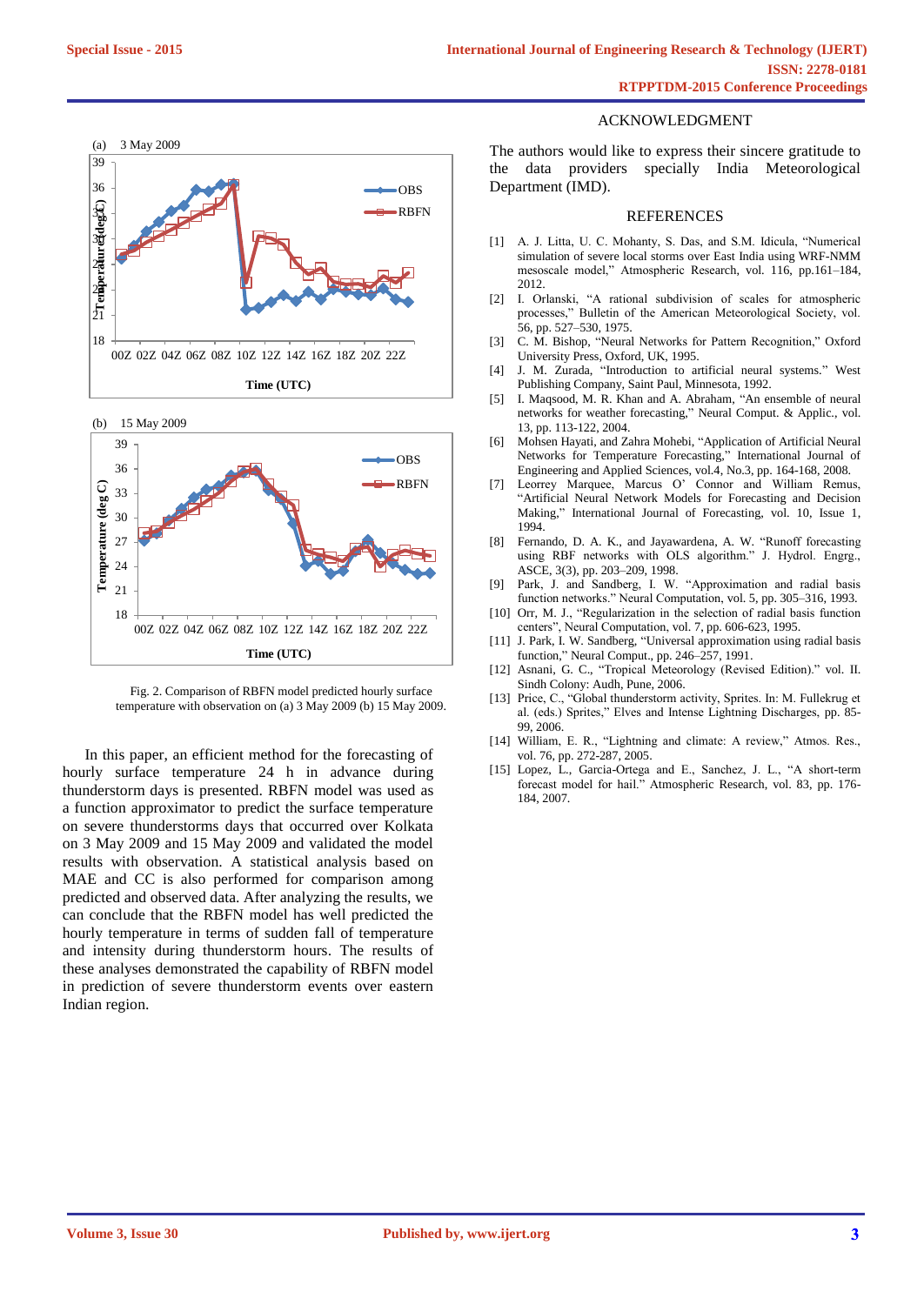(a) 3 May 2009

39
36
33
30
27
24
21
18

Temperature (deg C)

OBS
RBFN

00Z 02Z 04Z 06Z 08Z 10Z 12Z 14Z 16Z 18Z 20Z 22Z

Time (UTC)

(b) 15 May 2009

39
36
33
30
27
24
21
18

Temperature (deg C)

OBS
RBFN

00Z 02Z 04Z 06Z 08Z 10Z 12Z 14Z 16Z 18Z 20Z 22Z

Time (UTC)

Fig. 2. Comparison of RBFN model predicted hourly surface temperature with observation on (a) 3 May 2009 (b) 15 May 2009.

In this paper, an efficient method for the forecasting of hourly surface temperature 24 h in advance during thunderstorm days is presented. RBFN model was used as a function approximator to predict the surface temperature on severe thunderstorms days that occurred over Kolkata on 3 May 2009 and 15 May 2009 and validated the model results with observation. A statistical analysis based on MAE and CC is also performed for comparison among predicted and observed data. After analyzing the results, we can conclude that the RBFN model has well predicted the hourly temperature in terms of sudden fall of temperature and intensity during thunderstorm hours. The results of these analyses demonstrated the capability of RBFN model in prediction of severe thunderstorm events over eastern Indian region.

## ACKNOWLEDGMENT

The authors would like to express their sincere gratitude to the data providers specially India Meteorological Department (IMD).

## REFERENCES

[1] A. J. Litta, U. C. Mohanty, S. Das, and S.M. Idicula, "Numerical simulation of severe local storms over East India using WRF-NMM mesoscale model," Atmospheric Research, vol. 116, pp.161–184, 2012.

[2] I. Orlanski, "A rational subdivision of scales for atmospheric processes," Bulletin of the American Meteorological Society, vol. 56, pp. 527–530, 1975.

[3] C. M. Bishop, "Neural Networks for Pattern Recognition," Oxford University Press, Oxford, UK, 1995.

[4] J. M. Zurada, "Introduction to artificial neural systems." West Publishing Company, Saint Paul, Minnesota, 1992.

[5] I. Maqsood, M. R. Khan and A. Abraham, "An ensemble of neural networks for weather forecasting," Neural Comput. & Applic., vol. 13, pp. 113-122, 2004.

[6] Mohsen Hayati, and Zahra Mohebi, "Application of Artificial Neural Networks for Temperature Forecasting," International Journal of Engineering and Applied Sciences, vol.4, No.3, pp. 164-168, 2008.

[7] Leorrey Marquee, Marcus O' Connor and William Remus, "Artificial Neural Network Models for Forecasting and Decision Making," International Journal of Forecasting, vol. 10, Issue 1, 1994.

[8] Fernando, D. A. K., and Jayawardena, A. W. "Runoff forecasting using RBF networks with OLS algorithm." J. Hydrol. Engrg., ASCE, 3(3), pp. 203–209, 1998.

[9] Park, J. and Sandberg, I. W. "Approximation and radial basis function networks." Neural Computation, vol. 5, pp. 305–316, 1993.

[10] Orr, M. J., "Regularization in the selection of radial basis function centers", Neural Computation, vol. 7, pp. 606-623, 1995.

[11] J. Park, I. W. Sandberg, "Universal approximation using radial basis function," Neural Comput., pp. 246–257, 1991.

[12] Asnani, G. C., "Tropical Meteorology (Revised Edition)." vol. II. Sindh Colony: Audh, Pune, 2006.

[13] Price, C., "Global thunderstorm activity, Sprites. In: M. Fullekrug et al. (eds.) Sprites," Elves and Intense Lightning Discharges, pp. 85-99, 2006.

[14] William, E. R., "Lightning and climate: A review," Atmos. Res., vol. 76, pp. 272-287, 2005.

[15] Lopez, L., Garcia-Ortega and E., Sanchez, J. L., "A short-term forecast model for hail." Atmospheric Research, vol. 83, pp. 176-184, 2007.